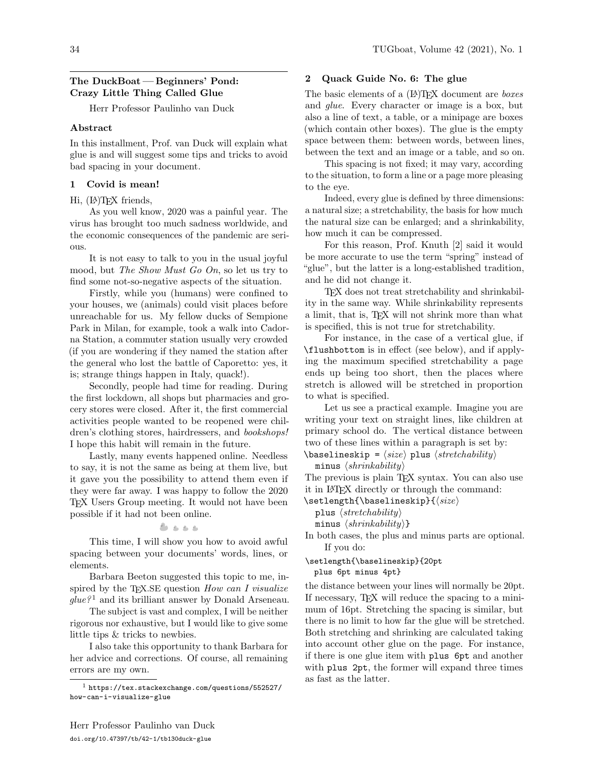## The DuckBoat — Beginners' Pond: Crazy Little Thing Called Glue

Herr Professor Paulinho van Duck

### Abstract

In this installment, Prof. van Duck will explain what glue is and will suggest some tips and tricks to avoid bad spacing in your document.

### 1 Covid is mean!

Hi, (LA)TEX friends,

As you well know, 2020 was a painful year. The virus has brought too much sadness worldwide, and the economic consequences of the pandemic are serious.

It is not easy to talk to you in the usual joyful mood, but *The Show Must Go On*, so let us try to find some not-so-negative aspects of the situation.

Firstly, while you (humans) were confined to your houses, we (animals) could visit places before unreachable for us. My fellow ducks of Sempione Park in Milan, for example, took a walk into Cadorna Station, a commuter station usually very crowded (if you are wondering if they named the station after the general who lost the battle of Caporetto: yes, it is; strange things happen in Italy, quack!).

Secondly, people had time for reading. During the first lockdown, all shops but pharmacies and grocery stores were closed. After it, the first commercial activities people wanted to be reopened were children's clothing stores, hairdressers, and *bookshops!* I hope this habit will remain in the future.

Lastly, many events happened online. Needless to say, it is not the same as being at them live, but it gave you the possibility to attend them even if they were far away. I was happy to follow the 2020 TEX Users Group meeting. It would not have been possible if it had not been online.

This time, I will show you how to avoid awful spacing between your documents' words, lines, or elements.

Barbara Beeton suggested this topic to me, inspired by the TEX.SE question *How can I visualize glue?*[1] and its brilliant answer by Donald Arseneau.

The subject is vast and complex, I will be neither rigorous nor exhaustive, but I would like to give some little tips & tricks to newbies.

I also take this opportunity to thank Barbara for her advice and corrections. Of course, all remaining errors are my own.

[1] https://tex.stackexchange.com/questions/552527/how-can-i-visualize-glue

### 2 Quack Guide No. 6: The glue

The basic elements of a (LA)TEX document are *boxes* and *glue*. Every character or image is a box, but also a line of text, a table, or a minipage are boxes (which contain other boxes). The glue is the empty space between them: between words, between lines, between the text and an image or a table, and so on.

This spacing is not fixed; it may vary, according to the situation, to form a line or a page more pleasing to the eye.

Indeed, every glue is defined by three dimensions: a natural size; a stretchability, the basis for how much the natural size can be enlarged; and a shrinkability, how much it can be compressed.

For this reason, Prof. Knuth [2] said it would be more accurate to use the term "spring" instead of "glue", but the latter is a long-established tradition, and he did not change it.

TEX does not treat stretchability and shrinkability in the same way. While shrinkability represents a limit, that is, TEX will not shrink more than what is specified, this is not true for stretchability.

For instance, in the case of a vertical glue, if `\flushbottom` is in effect (see below), and if applying the maximum specified stretchability a page ends up being too short, then the places where stretch is allowed will be stretched in proportion to what is specified.

Let us see a practical example. Imagine you are writing your text on straight lines, like children at primary school do. The vertical distance between two of these lines within a paragraph is set by:

```
\baselineskip = ⟨size⟩ plus ⟨stretchability⟩
  minus ⟨shrinkability⟩
```

The previous is plain TEX syntax. You can also use it in LATEX directly or through the command:

```
\setlength{\baselineskip}{⟨size⟩
  plus ⟨stretchability⟩
  minus ⟨shrinkability⟩}
```

In both cases, the plus and minus parts are optional.

If you do:

```
\setlength{\baselineskip}{20pt
  plus 6pt minus 4pt}
```

the distance between your lines will normally be 20pt. If necessary, TEX will reduce the spacing to a minimum of 16pt. Stretching the spacing is similar, but there is no limit to how far the glue will be stretched. Both stretching and shrinking are calculated taking into account other glue on the page. For instance, if there is one glue item with `plus 6pt` and another with `plus 2pt`, the former will expand three times as fast as the latter.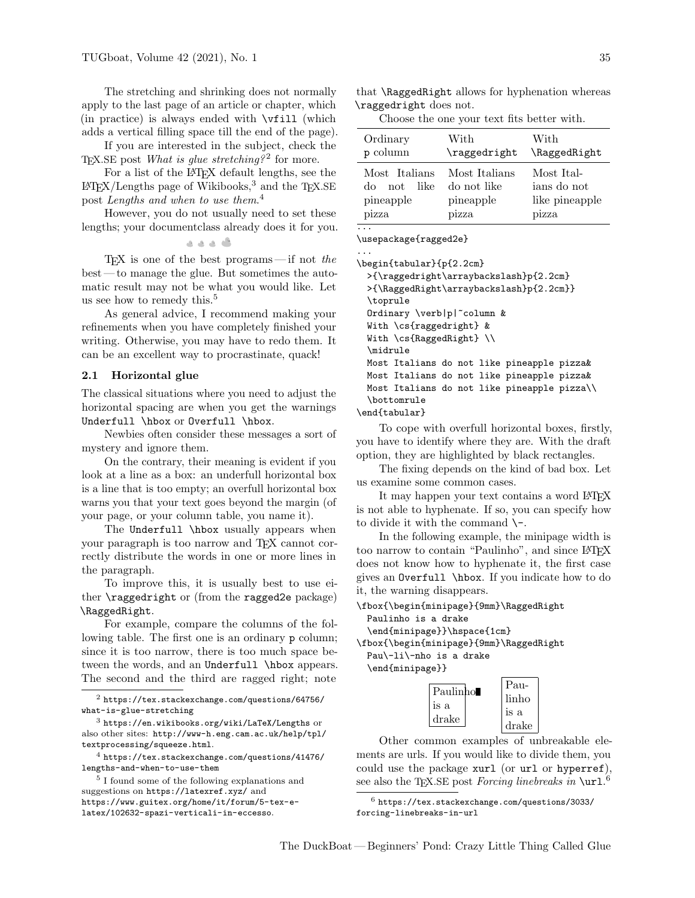The stretching and shrinking does not normally apply to the last page of an article or chapter, which (in practice) is always ended with `\vfill` (which adds a vertical filling space till the end of the page).

If you are interested in the subject, check the TEX.SE post *What is glue stretching?*[2] for more.

For a list of the LATEX default lengths, see the LATEX/Lengths page of Wikibooks,[3] and the TEX.SE post *Lengths and when to use them*.[4]

However, you do not usually need to set these lengths; your documentclass already does it for you.

TEX is one of the best programs — if not *the* best — to manage the glue. But sometimes the automatic result may not be what you would like. Let us see how to remedy this.[5]

As general advice, I recommend making your refinements when you have completely finished your writing. Otherwise, you may have to redo them. It can be an excellent way to procrastinate, quack!

## 2.1 Horizontal glue

The classical situations where you need to adjust the horizontal spacing are when you get the warnings `Underfull \hbox` or `Overfull \hbox`.

Newbies often consider these messages a sort of mystery and ignore them.

On the contrary, their meaning is evident if you look at a line as a box: an underfull horizontal box is a line that is too empty; an overfull horizontal box warns you that your text goes beyond the margin (of your page, or your column table, you name it).

The `Underfull \hbox` usually appears when your paragraph is too narrow and TEX cannot correctly distribute the words in one or more lines in the paragraph.

To improve this, it is usually best to use either `\raggedright` or (from the `ragged2e` package) `\RaggedRight`.

For example, compare the columns of the following table. The first one is an ordinary `p` column; since it is too narrow, there is too much space between the words, and an `Underfull \hbox` appears. The second and the third are ragged right; note that `\RaggedRight` allows for hyphenation whereas `\raggedright` does not.

Choose the one your text fits better with.

| Ordinary `p` column | With `\raggedright` | With `\RaggedRight` |
|---|---|---|
| Most Italians do not like pineapple pizza | Most Italians do not like pineapple pizza | Most Italians do not like pineapple pizza |

```
...
\usepackage{ragged2e}
...
\begin{tabular}{p{2.2cm}
  >{\raggedright\arraybackslash}p{2.2cm}
  >{\RaggedRight\arraybackslash}p{2.2cm}}
  \toprule
  Ordinary \verb|p|~column &
  With \cs{raggedright} &
  With \cs{RaggedRight} \\
  \midrule
  Most Italians do not like pineapple pizza&
  Most Italians do not like pineapple pizza&
  Most Italians do not like pineapple pizza\\
  \bottomrule
\end{tabular}
```

To cope with overfull horizontal boxes, firstly, you have to identify where they are. With the draft option, they are highlighted by black rectangles.

The fixing depends on the kind of bad box. Let us examine some common cases.

It may happen your text contains a word LATEX is not able to hyphenate. If so, you can specify how to divide it with the command `\-`.

In the following example, the minipage width is too narrow to contain "Paulinho", and since LATEX does not know how to hyphenate it, the first case gives an `Overfull \hbox`. If you indicate how to do it, the warning disappears.

```
\fbox{\begin{minipage}{9mm}\RaggedRight
  Paulinho is a drake
  \end{minipage}}\hspace{1cm}
\fbox{\begin{minipage}{9mm}\RaggedRight
  Pau\-li\-nho is a drake
  \end{minipage}}
```

Paulinho is a drake    Pau- linho is a drake

Other common examples of unbreakable elements are urls. If you would like to divide them, you could use the package `xurl` (or `url` or `hyperref`), see also the TEX.SE post *Forcing linebreaks in* `\url`.[6]

---

[2] https://tex.stackexchange.com/questions/64756/what-is-glue-stretching

[3] https://en.wikibooks.org/wiki/LaTeX/Lengths or also other sites: http://www-h.eng.cam.ac.uk/help/tpl/textprocessing/squeeze.html.

[4] https://tex.stackexchange.com/questions/41476/lengths-and-when-to-use-them

[5] I found some of the following explanations and suggestions on https://latexref.xyz/ and https://www.guitex.org/home/it/forum/5-tex-e-latex/102632-spazi-verticali-in-eccesso.

[6] https://tex.stackexchange.com/questions/3033/forcing-linebreaks-in-url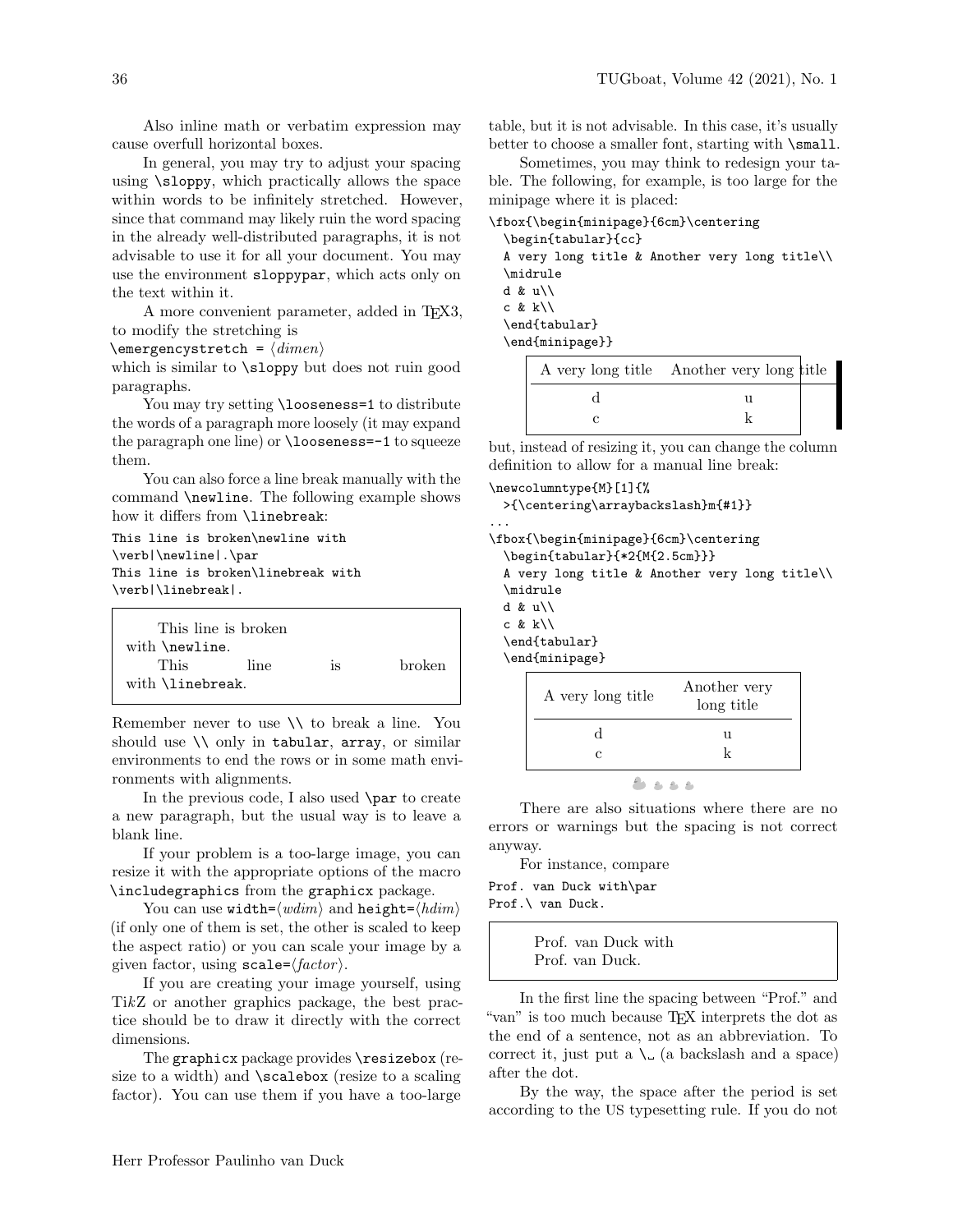Also inline math or verbatim expression may cause overfull horizontal boxes.

In general, you may try to adjust your spacing using `\sloppy`, which practically allows the space within words to be infinitely stretched. However, since that command may likely ruin the word spacing in the already well-distributed paragraphs, it is not advisable to use it for all your document. You may use the environment `sloppypar`, which acts only on the text within it.

A more convenient parameter, added in TeX3, to modify the stretching is
`\emergencystretch` = ⟨*dimen*⟩
which is similar to `\sloppy` but does not ruin good paragraphs.

You may try setting `\looseness=1` to distribute the words of a paragraph more loosely (it may expand the paragraph one line) or `\looseness=-1` to squeeze them.

You can also force a line break manually with the command `\newline`. The following example shows how it differs from `\linebreak`:

```
This line is broken\newline with
\verb|\newline|.\par
This line is broken\linebreak with
\verb|\linebreak|.
```

> This line is broken
> with `\newline`.
> This line is broken
> with `\linebreak`.

Remember never to use `\\` to break a line. You should use `\\` only in `tabular`, `array`, or similar environments to end the rows or in some math environments with alignments.

In the previous code, I also used `\par` to create a new paragraph, but the usual way is to leave a blank line.

If your problem is a too-large image, you can resize it with the appropriate options of the macro `\includegraphics` from the `graphicx` package.

You can use `width=`⟨*wdim*⟩ and `height=`⟨*hdim*⟩ (if only one of them is set, the other is scaled to keep the aspect ratio) or you can scale your image by a given factor, using `scale=`⟨*factor*⟩.

If you are creating your image yourself, using Ti*k*Z or another graphics package, the best practice should be to draw it directly with the correct dimensions.

The `graphicx` package provides `\resizebox` (resize to a width) and `\scalebox` (resize to a scaling factor). You can use them if you have a too-large table, but it is not advisable. In this case, it's usually better to choose a smaller font, starting with `\small`.

Sometimes, you may think to redesign your table. The following, for example, is too large for the minipage where it is placed:

```
\fbox{\begin{minipage}{6cm}\centering
  \begin{tabular}{cc}
  A very long title & Another very long title\\
  \midrule
  d & u\\
  c & k\\
  \end{tabular}
  \end{minipage}}
```

| A very long title | Another very long title |
|---|---|
| d | u |
| c | k |

but, instead of resizing it, you can change the column definition to allow for a manual line break:

```
\newcolumntype{M}[1]{%
  >{\centering\arraybackslash}m{#1}}
...
\fbox{\begin{minipage}{6cm}\centering
  \begin{tabular}{*2{M{2.5cm}}}
  A very long title & Another very long title\\
  \midrule
  d & u\\
  c & k\\
  \end{tabular}
  \end{minipage}}
```

| A very long title | Another very long title |
|---|---|
| d | u |
| c | k |

There are also situations where there are no errors or warnings but the spacing is not correct anyway.

For instance, compare

```
Prof. van Duck with\par
Prof.\ van Duck.
```

> Prof. van Duck with
> Prof. van Duck.

In the first line the spacing between "Prof." and "van" is too much because TeX interprets the dot as the end of a sentence, not as an abbreviation. To correct it, just put a `\␣` (a backslash and a space) after the dot.

By the way, the space after the period is set according to the US typesetting rule. If you do not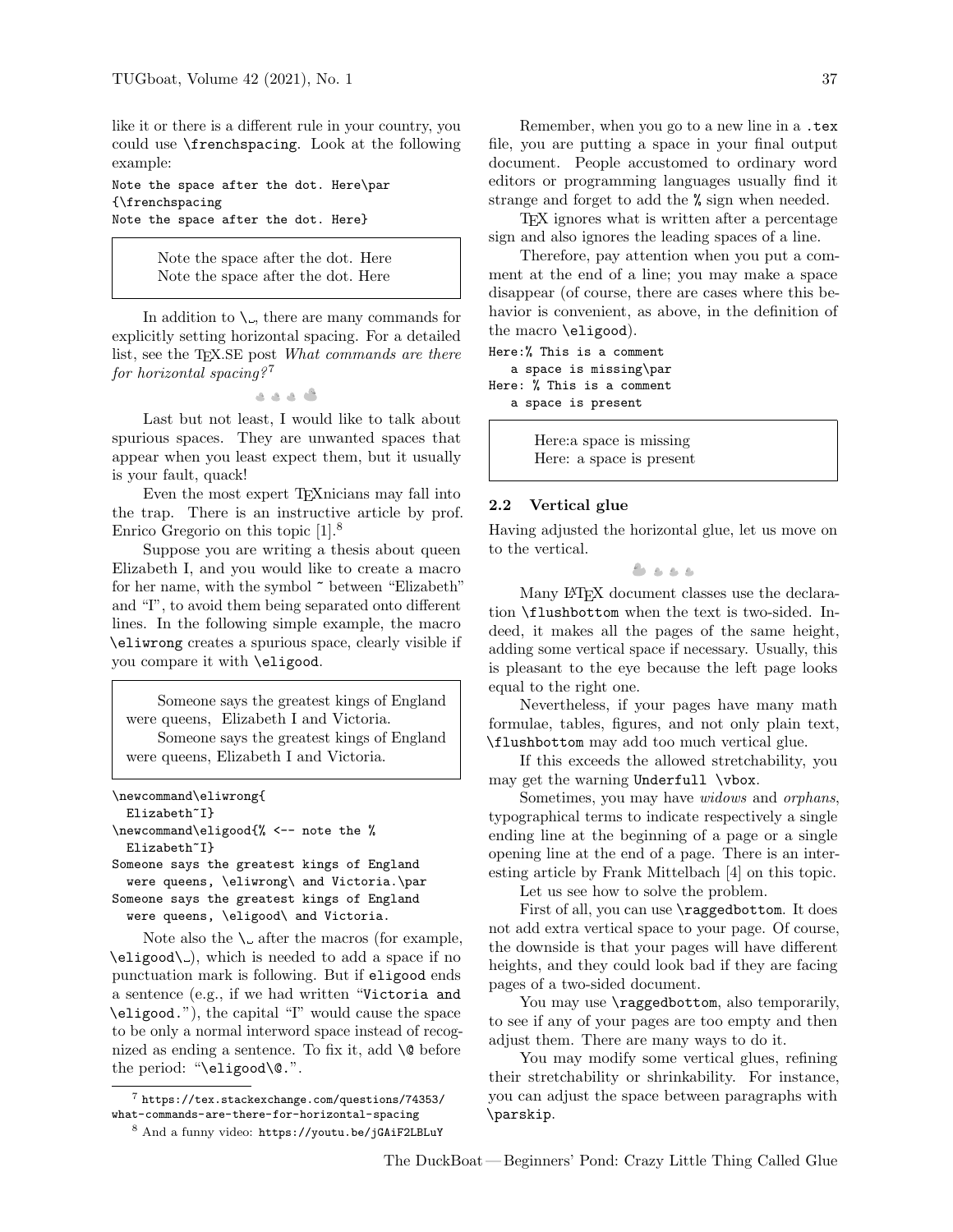like it or there is a different rule in your country, you could use `\frenchspacing`. Look at the following example:

```
Note the space after the dot. Here\par
{\frenchspacing
Note the space after the dot. Here}
```

> Note the space after the dot.  Here
> Note the space after the dot. Here

In addition to `\␣`, there are many commands for explicitly setting horizontal spacing. For a detailed list, see the TEX.SE post *What commands are there for horizontal spacing?*[7]

Last but not least, I would like to talk about spurious spaces. They are unwanted spaces that appear when you least expect them, but it usually is your fault, quack!

Even the most expert TEXnicians may fall into the trap. There is an instructive article by prof. Enrico Gregorio on this topic [1].[8]

Suppose you are writing a thesis about queen Elizabeth I, and you would like to create a macro for her name, with the symbol ~ between "Elizabeth" and "I", to avoid them being separated onto different lines. In the following simple example, the macro `\eliwrong` creates a spurious space, clearly visible if you compare it with `\eligood`.

> Someone says the greatest kings of England were queens,  Elizabeth I and Victoria.
> Someone says the greatest kings of England were queens, Elizabeth I and Victoria.

```
\newcommand\eliwrong{
  Elizabeth~I}
\newcommand\eligood{% <-- note the %
  Elizabeth~I}
Someone says the greatest kings of England
  were queens, \eliwrong\ and Victoria.\par
Someone says the greatest kings of England
  were queens, \eligood\ and Victoria.
```

Note also the `\␣` after the macros (for example, `\eligood\␣`), which is needed to add a space if no punctuation mark is following. But if `eligood` ends a sentence (e.g., if we had written "`Victoria and \eligood.`"), the capital "I" would cause the space to be only a normal interword space instead of recognized as ending a sentence. To fix it, add `\@` before the period: "`\eligood\@.`".

Remember, when you go to a new line in a `.tex` file, you are putting a space in your final output document. People accustomed to ordinary word editors or programming languages usually find it strange and forget to add the `%` sign when needed.

TEX ignores what is written after a percentage sign and also ignores the leading spaces of a line.

Therefore, pay attention when you put a comment at the end of a line; you may make a space disappear (of course, there are cases where this behavior is convenient, as above, in the definition of the macro `\eligood`).

```
Here:% This is a comment
   a space is missing\par
Here: % This is a comment
   a space is present
```

> Here:a space is missing
> Here: a space is present

### 2.2 Vertical glue

Having adjusted the horizontal glue, let us move on to the vertical.

Many LATEX document classes use the declaration `\flushbottom` when the text is two-sided. Indeed, it makes all the pages of the same height, adding some vertical space if necessary. Usually, this is pleasant to the eye because the left page looks equal to the right one.

Nevertheless, if your pages have many math formulae, tables, figures, and not only plain text, `\flushbottom` may add too much vertical glue.

If this exceeds the allowed stretchability, you may get the warning `Underfull \vbox`.

Sometimes, you may have *widows* and *orphans*, typographical terms to indicate respectively a single ending line at the beginning of a page or a single opening line at the end of a page. There is an interesting article by Frank Mittelbach [4] on this topic.

Let us see how to solve the problem.

First of all, you can use `\raggedbottom`. It does not add extra vertical space to your page. Of course, the downside is that your pages will have different heights, and they could look bad if they are facing pages of a two-sided document.

You may use `\raggedbottom`, also temporarily, to see if any of your pages are too empty and then adjust them. There are many ways to do it.

You may modify some vertical glues, refining their stretchability or shrinkability. For instance, you can adjust the space between paragraphs with `\parskip`.

---

[7] https://tex.stackexchange.com/questions/74353/what-commands-are-there-for-horizontal-spacing

[8] And a funny video: https://youtu.be/jGAiF2LBLuY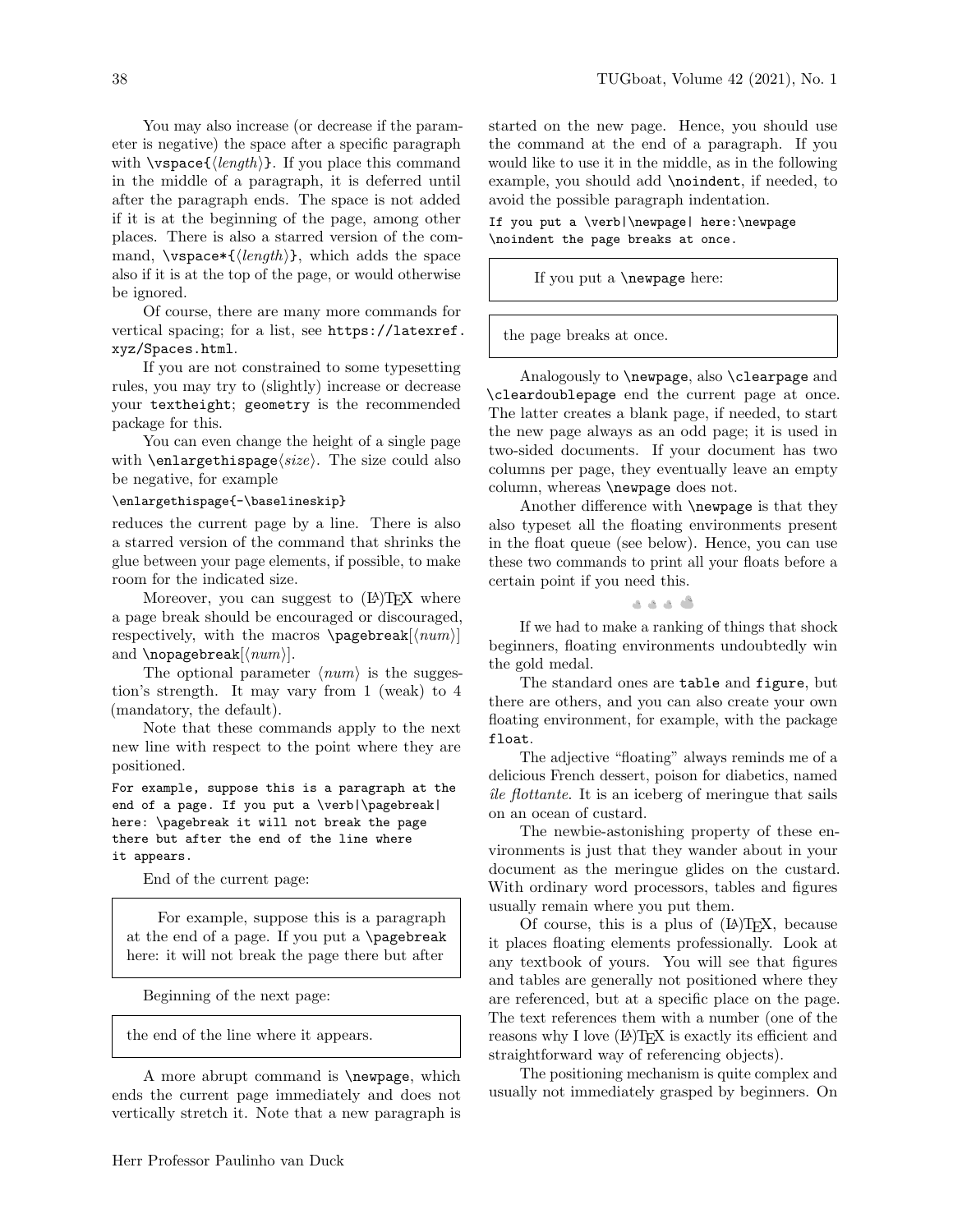You may also increase (or decrease if the parameter is negative) the space after a specific paragraph with `\vspace{⟨length⟩}`. If you place this command in the middle of a paragraph, it is deferred until after the paragraph ends. The space is not added if it is at the beginning of the page, among other places. There is also a starred version of the command, `\vspace*{⟨length⟩}`, which adds the space also if it is at the top of the page, or would otherwise be ignored.

Of course, there are many more commands for vertical spacing; for a list, see `https://latexref.xyz/Spaces.html`.

If you are not constrained to some typesetting rules, you may try to (slightly) increase or decrease your `textheight`; `geometry` is the recommended package for this.

You can even change the height of a single page with `\enlargethispage⟨size⟩`. The size could also be negative, for example

```
\enlargethispage{-\baselineskip}
```

reduces the current page by a line. There is also a starred version of the command that shrinks the glue between your page elements, if possible, to make room for the indicated size.

Moreover, you can suggest to (LA)TEX where a page break should be encouraged or discouraged, respectively, with the macros `\pagebreak[⟨num⟩]` and `\nopagebreak[⟨num⟩]`.

The optional parameter ⟨*num*⟩ is the suggestion's strength. It may vary from 1 (weak) to 4 (mandatory, the default).

Note that these commands apply to the next new line with respect to the point where they are positioned.

```
For example, suppose this is a paragraph at the
end of a page. If you put a \verb|\pagebreak|
here: \pagebreak it will not break the page
there but after the end of the line where
it appears.
```

End of the current page:

> For example, suppose this is a paragraph at the end of a page. If you put a `\pagebreak` here: it will not break the page there but after

Beginning of the next page:

> the end of the line where it appears.

A more abrupt command is `\newpage`, which ends the current page immediately and does not vertically stretch it. Note that a new paragraph is started on the new page. Hence, you should use the command at the end of a paragraph. If you would like to use it in the middle, as in the following example, you should add `\noindent`, if needed, to avoid the possible paragraph indentation.

```
If you put a \verb|\newpage| here:\newpage
\noindent the page breaks at once.
```

> If you put a `\newpage` here:

> the page breaks at once.

Analogously to `\newpage`, also `\clearpage` and `\cleardoublepage` end the current page at once. The latter creates a blank page, if needed, to start the new page always as an odd page; it is used in two-sided documents. If your document has two columns per page, they eventually leave an empty column, whereas `\newpage` does not.

Another difference with `\newpage` is that they also typeset all the floating environments present in the float queue (see below). Hence, you can use these two commands to print all your floats before a certain point if you need this.

If we had to make a ranking of things that shock beginners, floating environments undoubtedly win the gold medal.

The standard ones are `table` and `figure`, but there are others, and you can also create your own floating environment, for example, with the package `float`.

The adjective "floating" always reminds me of a delicious French dessert, poison for diabetics, named *île flottante*. It is an iceberg of meringue that sails on an ocean of custard.

The newbie-astonishing property of these environments is just that they wander about in your document as the meringue glides on the custard. With ordinary word processors, tables and figures usually remain where you put them.

Of course, this is a plus of (LA)TEX, because it places floating elements professionally. Look at any textbook of yours. You will see that figures and tables are generally not positioned where they are referenced, but at a specific place on the page. The text references them with a number (one of the reasons why I love (LA)TEX is exactly its efficient and straightforward way of referencing objects).

The positioning mechanism is quite complex and usually not immediately grasped by beginners. On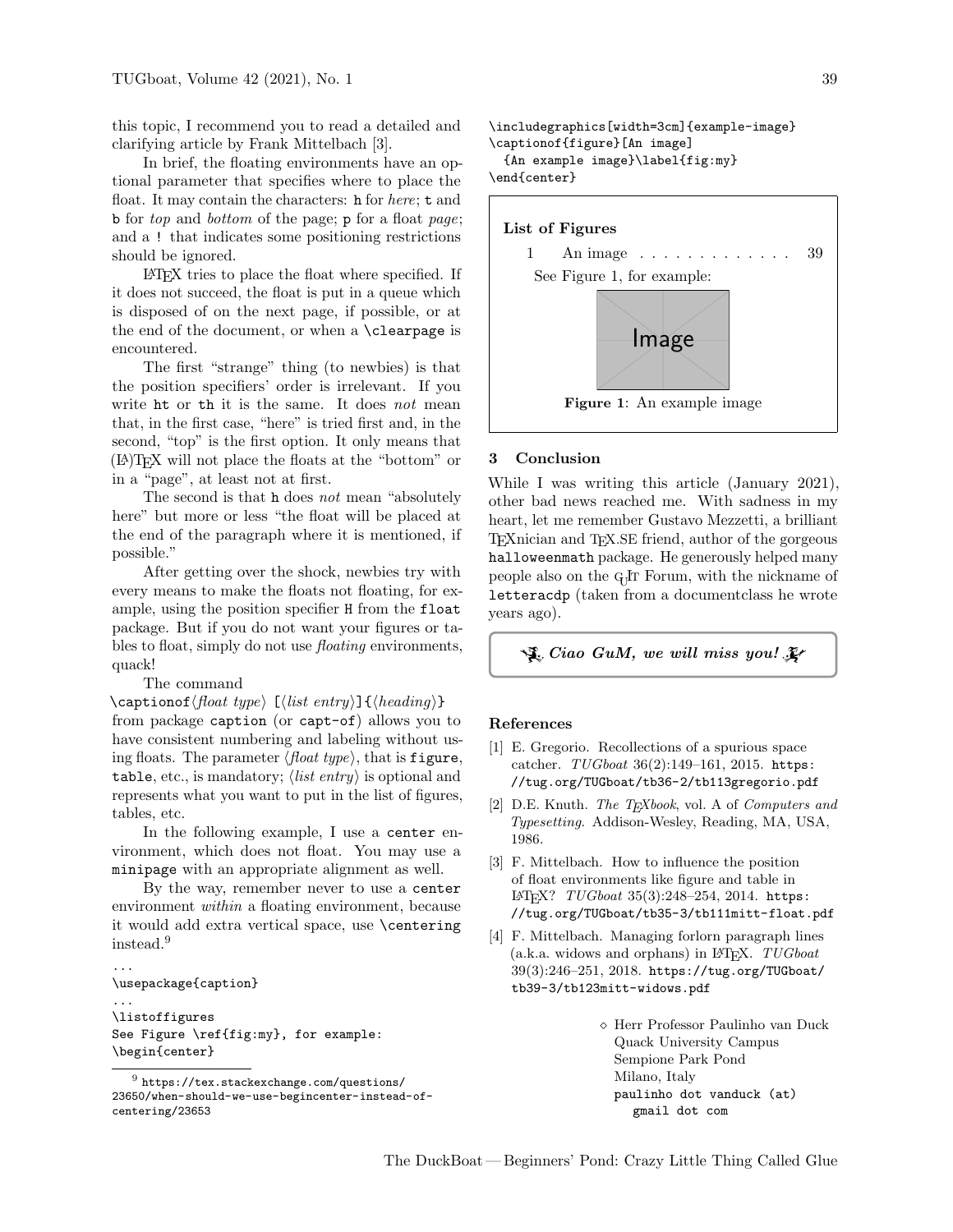this topic, I recommend you to read a detailed and clarifying article by Frank Mittelbach [3].

In brief, the floating environments have an optional parameter that specifies where to place the float. It may contain the characters: `h` for *here*; `t` and `b` for *top* and *bottom* of the page; `p` for a float *page*; and a `!` that indicates some positioning restrictions should be ignored.

LaTeX tries to place the float where specified. If it does not succeed, the float is put in a queue which is disposed of on the next page, if possible, or at the end of the document, or when a `\clearpage` is encountered.

The first "strange" thing (to newbies) is that the position specifiers' order is irrelevant. If you write `ht` or `th` it is the same. It does *not* mean that, in the first case, "here" is tried first and, in the second, "top" is the first option. It only means that (LA)TeX will not place the floats at the "bottom" or in a "page", at least not at first.

The second is that `h` does *not* mean "absolutely here" but more or less "the float will be placed at the end of the paragraph where it is mentioned, if possible."

After getting over the shock, newbies try with every means to make the floats not floating, for example, using the position specifier `H` from the `float` package. But if you do not want your figures or tables to float, simply do not use *floating* environments, quack!

The command

`\captionof`⟨*float type*⟩ `[`⟨*list entry*⟩`]{`⟨*heading*⟩`}`

from package `caption` (or `capt-of`) allows you to have consistent numbering and labeling without using floats. The parameter ⟨*float type*⟩, that is `figure`, `table`, etc., is mandatory; ⟨*list entry*⟩ is optional and represents what you want to put in the list of figures, tables, etc.

In the following example, I use a `center` environment, which does not float. You may use a `minipage` with an appropriate alignment as well.

By the way, remember never to use a `center` environment *within* a floating environment, because it would add extra vertical space, use `\centering` instead.[9]

```
...
\usepackage{caption}
...
\listoffigures
See Figure \ref{fig:my}, for example:
\begin{center}
\includegraphics[width=3cm]{example-image}
\captionof{figure}[An image]
  {An example image}\label{fig:my}
\end{center}
```

**List of Figures**

1 An image . . . . . . . . . . . . . 39

See Figure 1, for example:

Image

**Figure 1**: An example image

## 3 Conclusion

While I was writing this article (January 2021), other bad news reached me. With sadness in my heart, let me remember Gustavo Mezzetti, a brilliant TeXnician and TeX.SE friend, author of the gorgeous `halloweenmath` package. He generously helped many people also on the GuIT Forum, with the nickname of `letteracdp` (taken from a documentclass he wrote years ago).

***Ciao GuM, we will miss you!***

### References

[1] E. Gregorio. Recollections of a spurious space catcher. *TUGboat* 36(2):149–161, 2015. `https://tug.org/TUGboat/tb36-2/tb113gregorio.pdf`

[2] D.E. Knuth. *The TeXbook*, vol. A of *Computers and Typesetting*. Addison-Wesley, Reading, MA, USA, 1986.

[3] F. Mittelbach. How to influence the position of float environments like figure and table in LaTeX? *TUGboat* 35(3):248–254, 2014. `https://tug.org/TUGboat/tb35-3/tb111mitt-float.pdf`

[4] F. Mittelbach. Managing forlorn paragraph lines (a.k.a. widows and orphans) in LaTeX. *TUGboat* 39(3):246–251, 2018. `https://tug.org/TUGboat/tb39-3/tb123mitt-widows.pdf`

◇ Herr Professor Paulinho van Duck
Quack University Campus
Sempione Park Pond
Milano, Italy
`paulinho dot vanduck (at) gmail dot com`

---

[9] `https://tex.stackexchange.com/questions/23650/when-should-we-use-begincenter-instead-of-centering/23653`